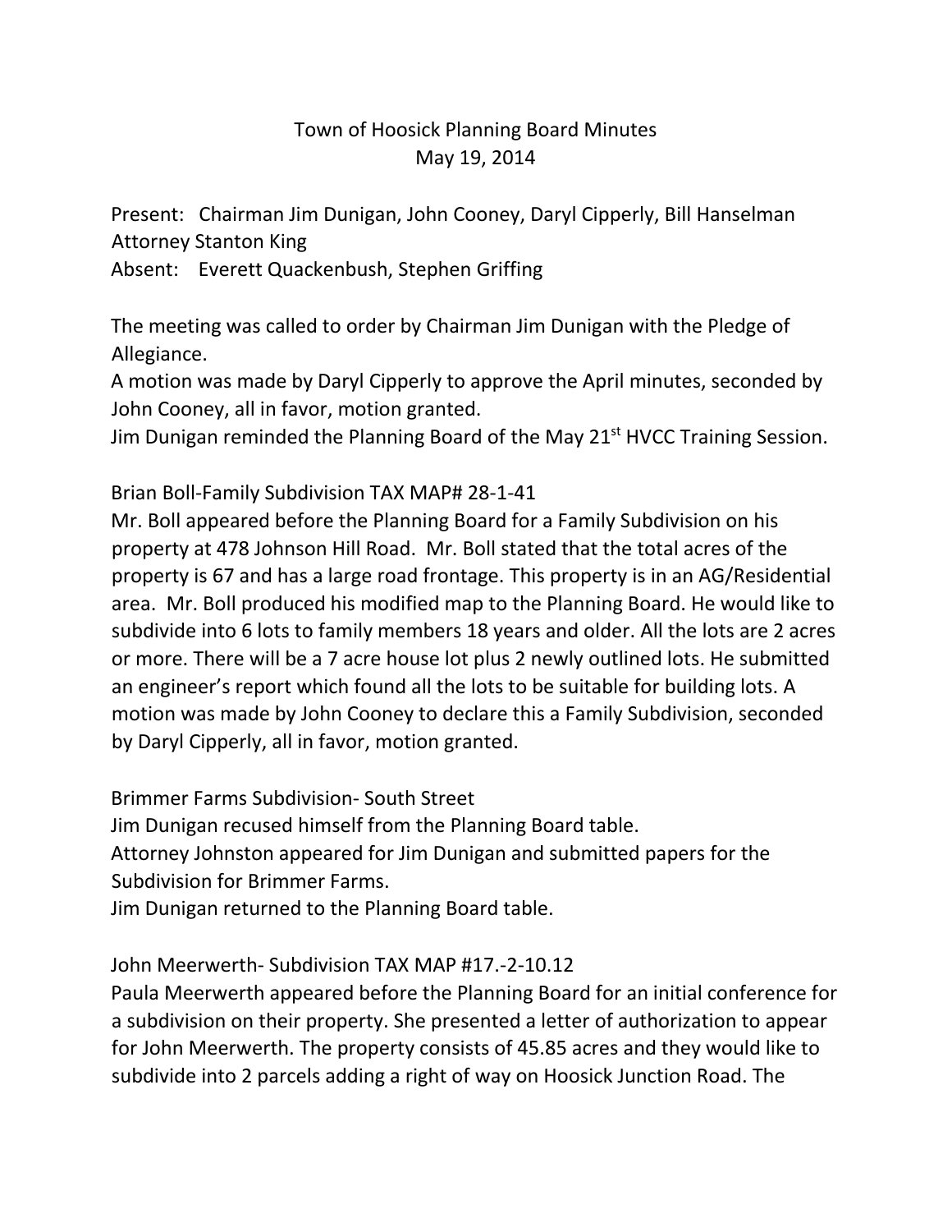# Town of Hoosick Planning Board Minutes
## May 19, 2014

Present: Chairman Jim Dunigan, John Cooney, Daryl Cipperly, Bill Hanselman
Attorney Stanton King
Absent: Everett Quackenbush, Stephen Griffing

The meeting was called to order by Chairman Jim Dunigan with the Pledge of Allegiance.
A motion was made by Daryl Cipperly to approve the April minutes, seconded by John Cooney, all in favor, motion granted.
Jim Dunigan reminded the Planning Board of the May 21st HVCC Training Session.

Brian Boll-Family Subdivision TAX MAP# 28-1-41
Mr. Boll appeared before the Planning Board for a Family Subdivision on his property at 478 Johnson Hill Road. Mr. Boll stated that the total acres of the property is 67 and has a large road frontage. This property is in an AG/Residential area. Mr. Boll produced his modified map to the Planning Board. He would like to subdivide into 6 lots to family members 18 years and older. All the lots are 2 acres or more. There will be a 7 acre house lot plus 2 newly outlined lots. He submitted an engineer's report which found all the lots to be suitable for building lots. A motion was made by John Cooney to declare this a Family Subdivision, seconded by Daryl Cipperly, all in favor, motion granted.

Brimmer Farms Subdivision- South Street
Jim Dunigan recused himself from the Planning Board table.
Attorney Johnston appeared for Jim Dunigan and submitted papers for the Subdivision for Brimmer Farms.
Jim Dunigan returned to the Planning Board table.

John Meerwerth- Subdivision TAX MAP #17.-2-10.12
Paula Meerwerth appeared before the Planning Board for an initial conference for a subdivision on their property. She presented a letter of authorization to appear for John Meerwerth. The property consists of 45.85 acres and they would like to subdivide into 2 parcels adding a right of way on Hoosick Junction Road. The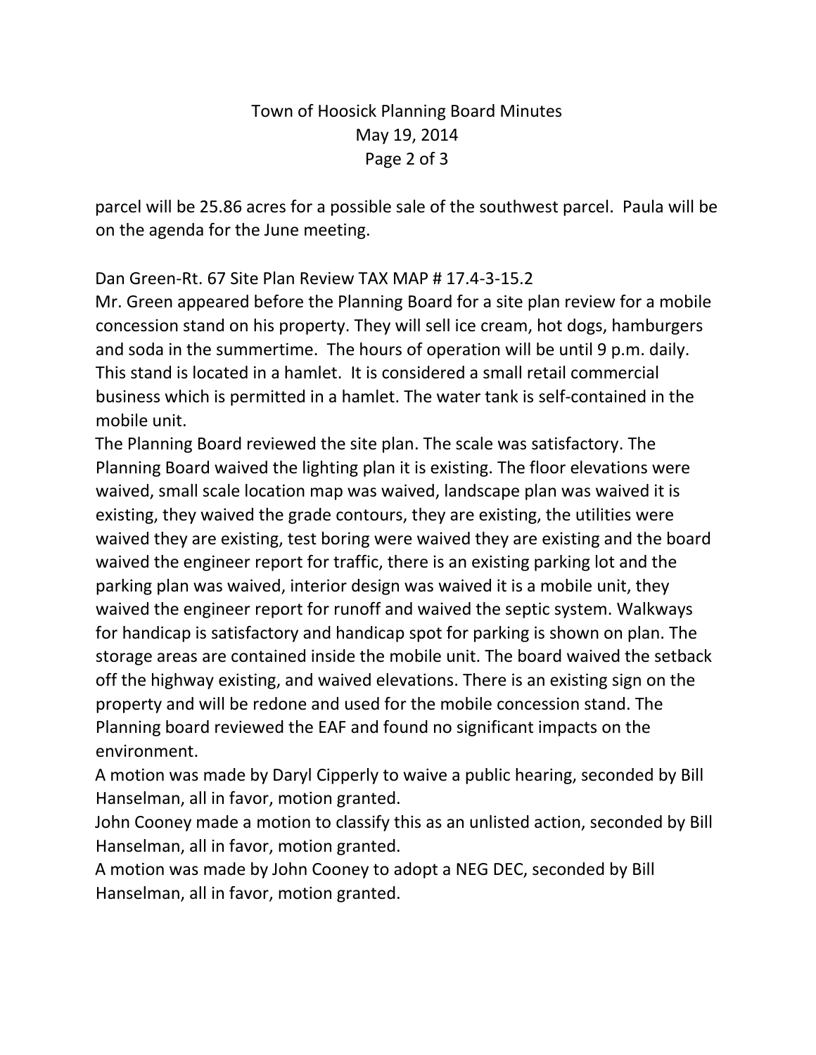parcel will be 25.86 acres for a possible sale of the southwest parcel. Paula will be on the agenda for the June meeting.

Dan Green-Rt. 67 Site Plan Review TAX MAP # 17.4-3-15.2
Mr. Green appeared before the Planning Board for a site plan review for a mobile concession stand on his property. They will sell ice cream, hot dogs, hamburgers and soda in the summertime. The hours of operation will be until 9 p.m. daily. This stand is located in a hamlet. It is considered a small retail commercial business which is permitted in a hamlet. The water tank is self-contained in the mobile unit.
The Planning Board reviewed the site plan. The scale was satisfactory. The Planning Board waived the lighting plan it is existing. The floor elevations were waived, small scale location map was waived, landscape plan was waived it is existing, they waived the grade contours, they are existing, the utilities were waived they are existing, test boring were waived they are existing and the board waived the engineer report for traffic, there is an existing parking lot and the parking plan was waived, interior design was waived it is a mobile unit, they waived the engineer report for runoff and waived the septic system. Walkways for handicap is satisfactory and handicap spot for parking is shown on plan. The storage areas are contained inside the mobile unit. The board waived the setback off the highway existing, and waived elevations. There is an existing sign on the property and will be redone and used for the mobile concession stand. The Planning board reviewed the EAF and found no significant impacts on the environment.
A motion was made by Daryl Cipperly to waive a public hearing, seconded by Bill Hanselman, all in favor, motion granted.
John Cooney made a motion to classify this as an unlisted action, seconded by Bill Hanselman, all in favor, motion granted.
A motion was made by John Cooney to adopt a NEG DEC, seconded by Bill Hanselman, all in favor, motion granted.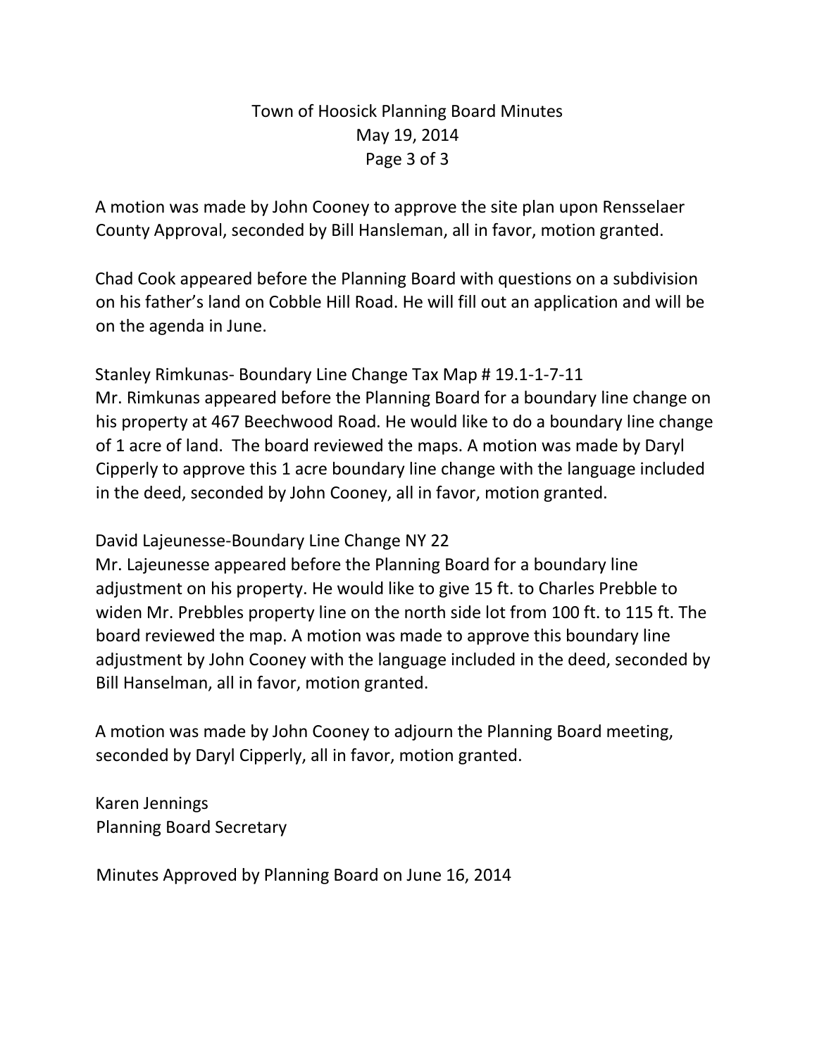A motion was made by John Cooney to approve the site plan upon Rensselaer County Approval, seconded by Bill Hansleman, all in favor, motion granted.

Chad Cook appeared before the Planning Board with questions on a subdivision on his father's land on Cobble Hill Road. He will fill out an application and will be on the agenda in June.

Stanley Rimkunas- Boundary Line Change Tax Map # 19.1-1-7-11
Mr. Rimkunas appeared before the Planning Board for a boundary line change on his property at 467 Beechwood Road. He would like to do a boundary line change of 1 acre of land. The board reviewed the maps. A motion was made by Daryl Cipperly to approve this 1 acre boundary line change with the language included in the deed, seconded by John Cooney, all in favor, motion granted.

David Lajeunesse-Boundary Line Change NY 22
Mr. Lajeunesse appeared before the Planning Board for a boundary line adjustment on his property. He would like to give 15 ft. to Charles Prebble to widen Mr. Prebbles property line on the north side lot from 100 ft. to 115 ft. The board reviewed the map. A motion was made to approve this boundary line adjustment by John Cooney with the language included in the deed, seconded by Bill Hanselman, all in favor, motion granted.

A motion was made by John Cooney to adjourn the Planning Board meeting, seconded by Daryl Cipperly, all in favor, motion granted.

Karen Jennings
Planning Board Secretary

Minutes Approved by Planning Board on June 16, 2014